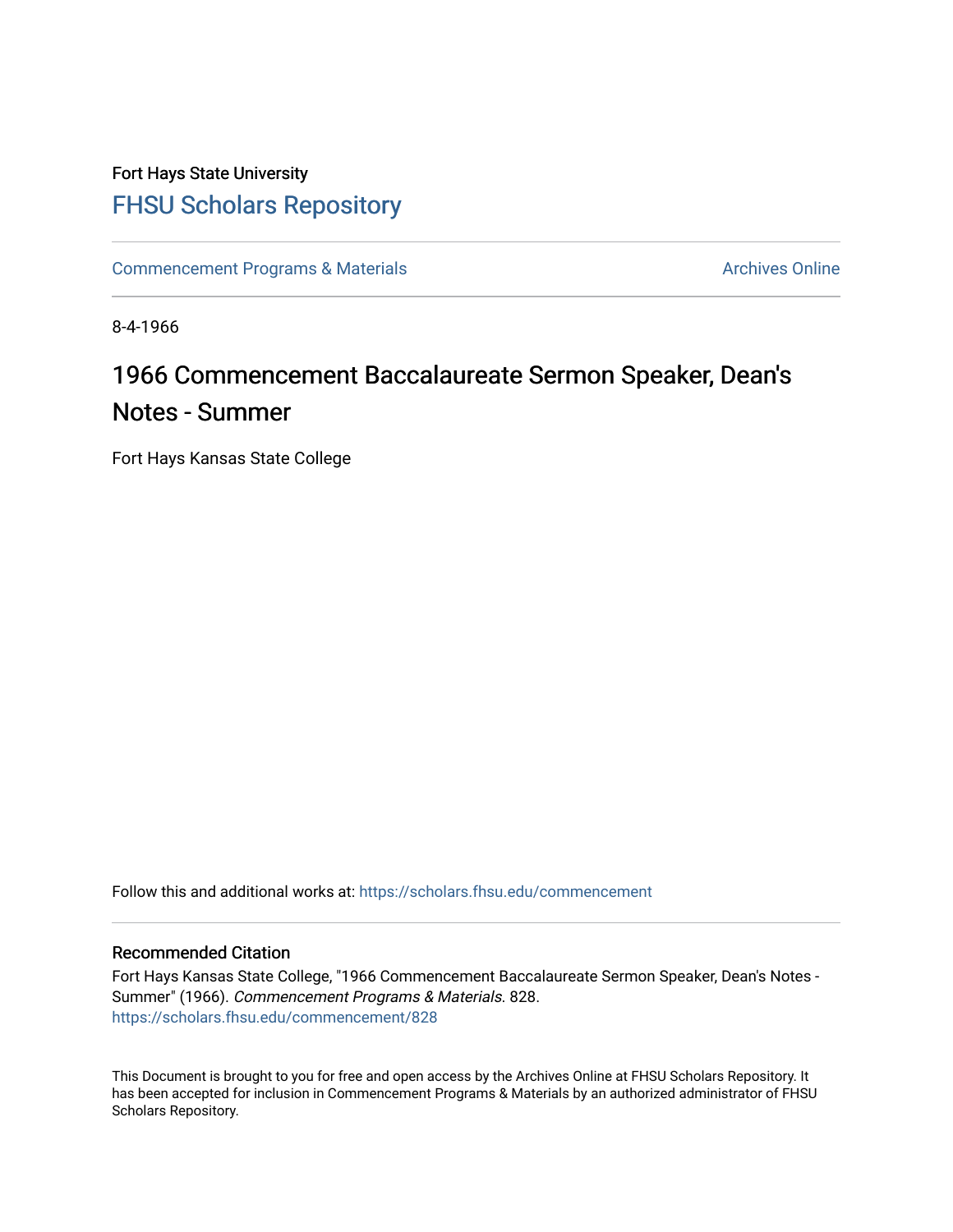Fort Hays State University

# FHSU Scholars Repository

Commencement Programs & Materials

Archives Online

8-4-1966

## 1966 Commencement Baccalaureate Sermon Speaker, Dean's Notes - Summer

Fort Hays Kansas State College

Follow this and additional works at: https://scholars.fhsu.edu/commencement

### Recommended Citation

Fort Hays Kansas State College, "1966 Commencement Baccalaureate Sermon Speaker, Dean's Notes - Summer" (1966). *Commencement Programs & Materials*. 828.
https://scholars.fhsu.edu/commencement/828

This Document is brought to you for free and open access by the Archives Online at FHSU Scholars Repository. It has been accepted for inclusion in Commencement Programs & Materials by an authorized administrator of FHSU Scholars Repository.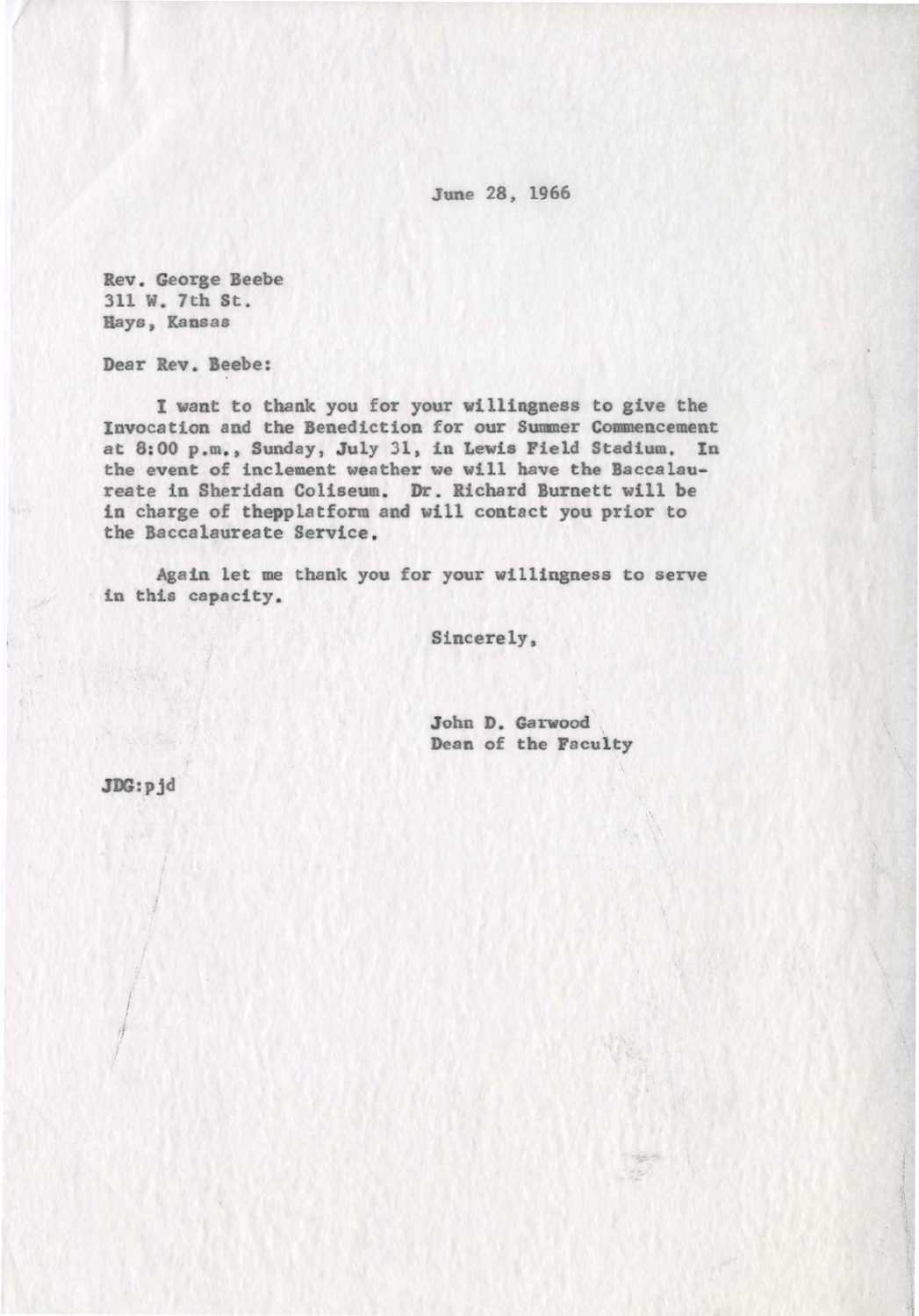June 28, 1966

Rev. George Beebe
311 W. 7th St.
Hays, Kansas

Dear Rev. Beebe:

I want to thank you for your willingness to give the Invocation and the Benediction for our Summer Commencement at 8:00 p.m., Sunday, July 31, in Lewis Field Stadium. In the event of inclement weather we will have the Baccalaureate in Sheridan Coliseum. Dr. Richard Burnett will be in charge of thepplatform and will contact you prior to the Baccalaureate Service.

Again let me thank you for your willingness to serve in this capacity.

Sincerely,

John D. Garwood
Dean of the Faculty

JDG:pjd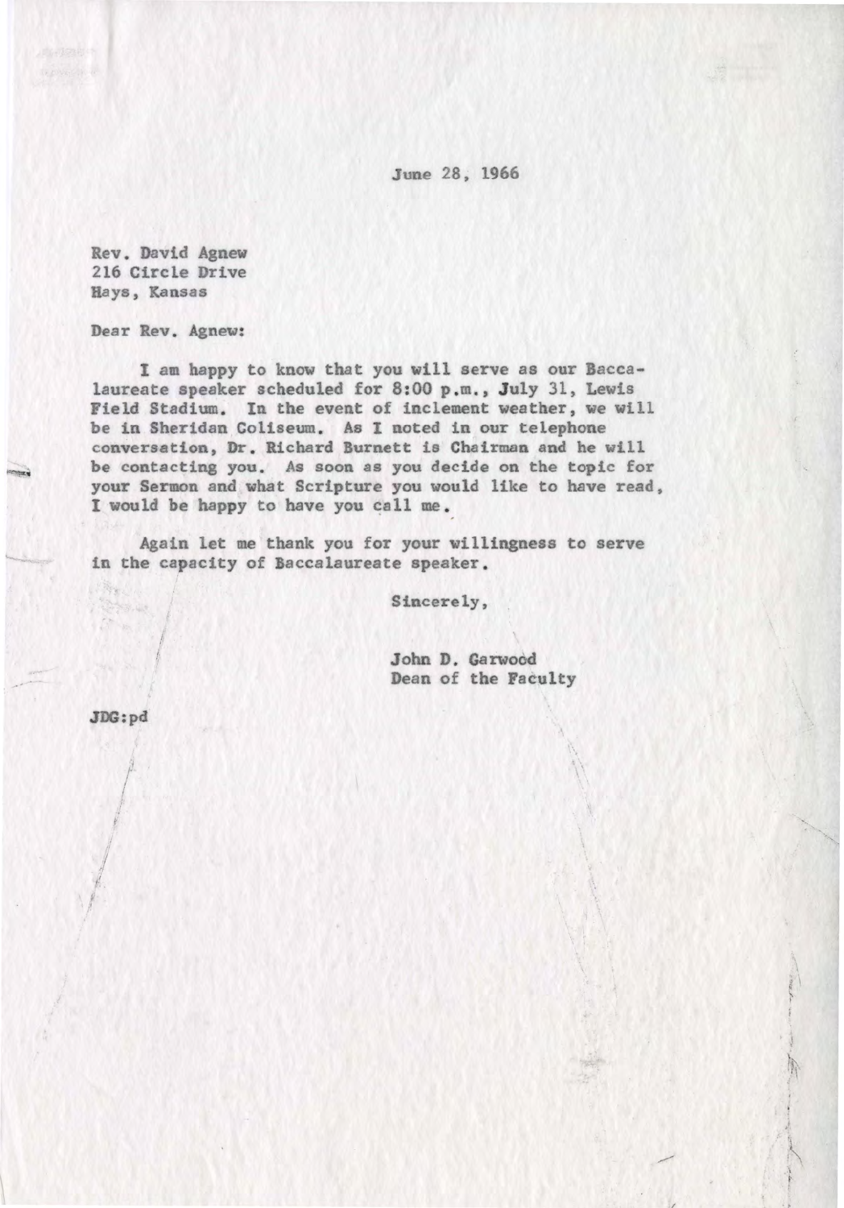June 28, 1966

Rev. David Agnew
216 Circle Drive
Hays, Kansas

Dear Rev. Agnew:

I am happy to know that you will serve as our Baccalaureate speaker scheduled for 8:00 p.m., July 31, Lewis Field Stadium. In the event of inclement weather, we will be in Sheridan Coliseum. As I noted in our telephone conversation, Dr. Richard Burnett is Chairman and he will be contacting you. As soon as you decide on the topic for your Sermon and what Scripture you would like to have read, I would be happy to have you call me.

Again let me thank you for your willingness to serve in the capacity of Baccalaureate speaker.

Sincerely,

John D. Garwood
Dean of the Faculty

JDG:pd